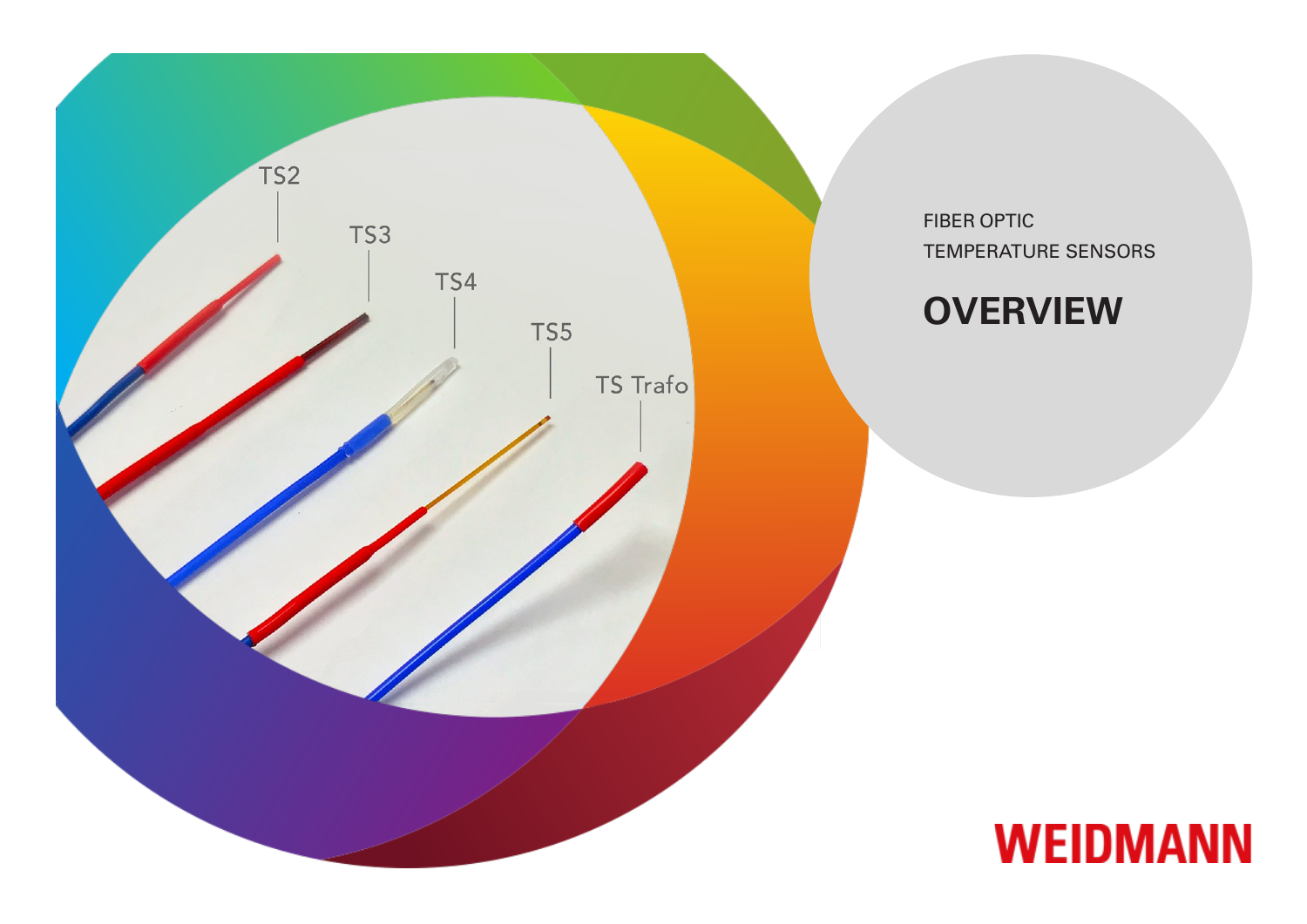TS2

TS3

TS4

TS5

TS Trafo

FIBER OPTIC

TEMPERATURE SENSORS

# OVERVIEW

WEIDMANN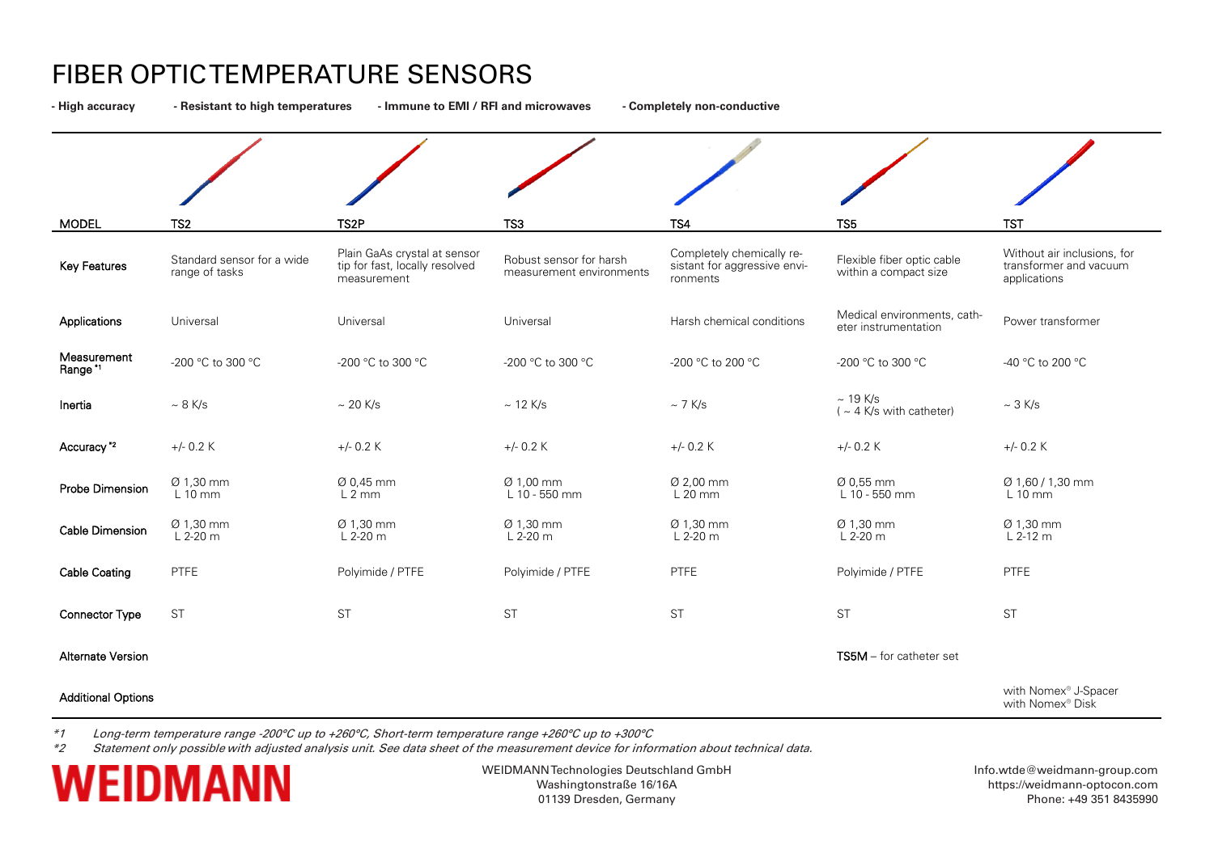# FIBER OPTIC TEMPERATURE SENSORS

**- High accuracy** **- Resistant to high temperatures** **- Immune to EMI / RFI and microwaves** **- Completely non-conductive**

| MODEL | TS2 | TS2P | TS3 | TS4 | TS5 | TST |
|---|---|---|---|---|---|---|
| Key Features | Standard sensor for a wide range of tasks | Plain GaAs crystal at sensor tip for fast, locally resolved measurement | Robust sensor for harsh measurement environments | Completely chemically resistant for aggressive environments | Flexible fiber optic cable within a compact size | Without air inclusions, for transformer and vacuum applications |
| Applications | Universal | Universal | Universal | Harsh chemical conditions | Medical environments, catheter instrumentation | Power transformer |
| Measurement Range *1 | -200 °C to 300 °C | -200 °C to 300 °C | -200 °C to 300 °C | -200 °C to 200 °C | -200 °C to 300 °C | -40 °C to 200 °C |
| Inertia | ~ 8 K/s | ~ 20 K/s | ~ 12 K/s | ~ 7 K/s | ~ 19 K/s ( ~ 4 K/s with catheter) | ~ 3 K/s |
| Accuracy *2 | +/- 0.2 K | +/- 0.2 K | +/- 0.2 K | +/- 0.2 K | +/- 0.2 K | +/- 0.2 K |
| Probe Dimension | Ø 1,30 mm L 10 mm | Ø 0,45 mm L 2 mm | Ø 1,00 mm L 10 - 550 mm | Ø 2,00 mm L 20 mm | Ø 0,55 mm L 10 - 550 mm | Ø 1,60 / 1,30 mm L 10 mm |
| Cable Dimension | Ø 1,30 mm L 2-20 m | Ø 1,30 mm L 2-20 m | Ø 1,30 mm L 2-20 m | Ø 1,30 mm L 2-20 m | Ø 1,30 mm L 2-20 m | Ø 1,30 mm L 2-12 m |
| Cable Coating | PTFE | Polyimide / PTFE | Polyimide / PTFE | PTFE | Polyimide / PTFE | PTFE |
| Connector Type | ST | ST | ST | ST | ST | ST |
| Alternate Version | | | | | **TS5M** – for catheter set | |
| Additional Options | | | | | | with Nomex® J-Spacer with Nomex® Disk |

*\*1 Long-term temperature range -200°C up to +260°C, Short-term temperature range +260°C up to +300°C*
*\*2 Statement only possible with adjusted analysis unit. See data sheet of the measurement device for information about technical data.*

WEIDMANN

WEIDMANN Technologies Deutschland GmbH
Washingtonstraße 16/16A
01139 Dresden, Germany

Info.wtde@weidmann-group.com
https://weidmann-optocon.com
Phone: +49 351 8435990